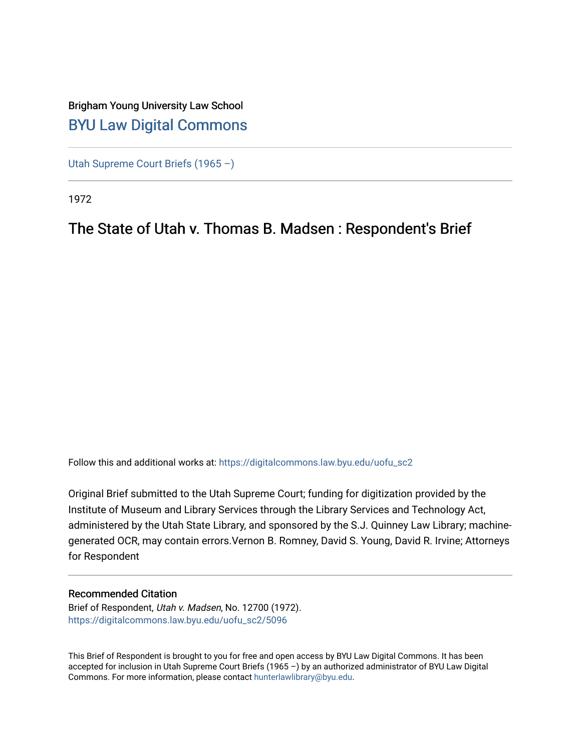Brigham Young University Law School

# BYU Law Digital Commons

Utah Supreme Court Briefs (1965 –)

1972

## The State of Utah v. Thomas B. Madsen : Respondent's Brief

Follow this and additional works at: https://digitalcommons.law.byu.edu/uofu_sc2

Original Brief submitted to the Utah Supreme Court; funding for digitization provided by the Institute of Museum and Library Services through the Library Services and Technology Act, administered by the Utah State Library, and sponsored by the S.J. Quinney Law Library; machine-generated OCR, may contain errors.Vernon B. Romney, David S. Young, David R. Irvine; Attorneys for Respondent

### Recommended Citation

Brief of Respondent, *Utah v. Madsen*, No. 12700 (1972).
https://digitalcommons.law.byu.edu/uofu_sc2/5096

This Brief of Respondent is brought to you for free and open access by BYU Law Digital Commons. It has been accepted for inclusion in Utah Supreme Court Briefs (1965 –) by an authorized administrator of BYU Law Digital Commons. For more information, please contact hunterlawlibrary@byu.edu.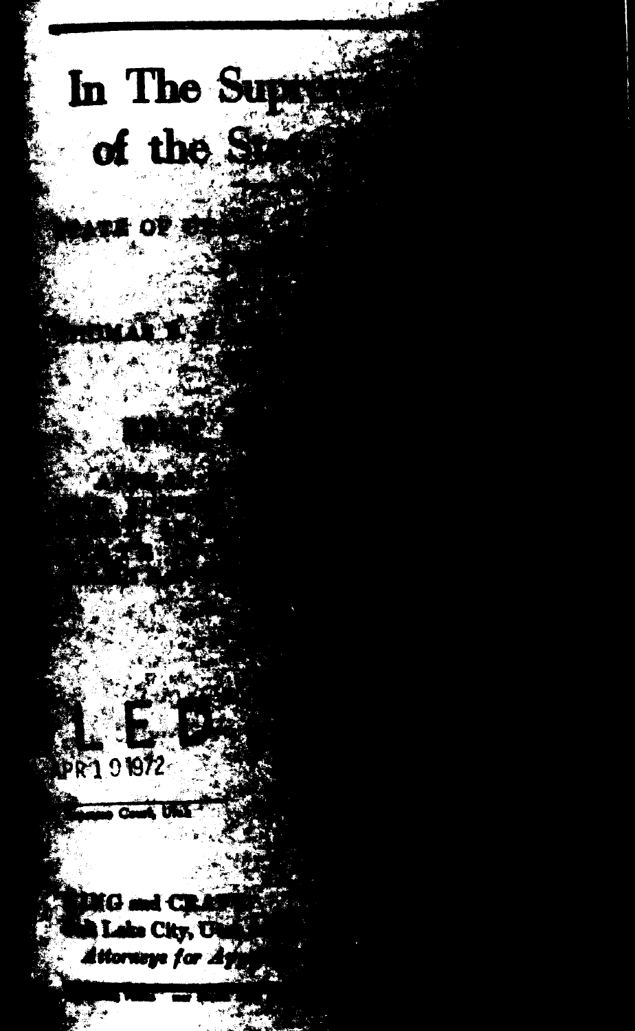# In The Sup
# of the S

...ATE OF ...

...HOMAS ...

...

L E D

...PR 1 0 1972

...preme Court, Utah

...G and CRA...

...Lake City, U...

*Attorneys for A...*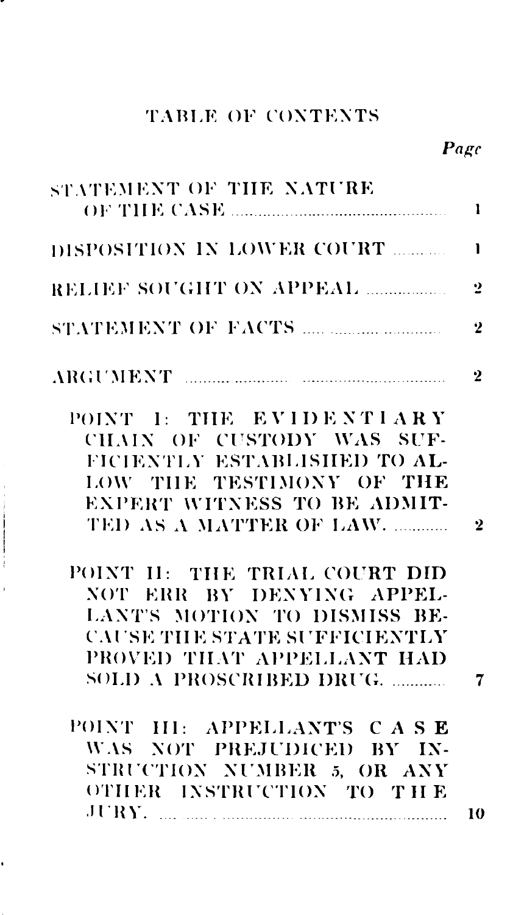# TABLE OF CONTENTS

| | Page |
|---|---|
| STATEMENT OF THE NATURE OF THE CASE | 1 |
| DISPOSITION IN LOWER COURT | 1 |
| RELIEF SOUGHT ON APPEAL | 2 |
| STATEMENT OF FACTS | 2 |
| ARGUMENT | 2 |
| POINT I: THE EVIDENTIARY CHAIN OF CUSTODY WAS SUFFICIENTLY ESTABLISHED TO ALLOW THE TESTIMONY OF THE EXPERT WITNESS TO BE ADMITTED AS A MATTER OF LAW. | 2 |
| POINT II: THE TRIAL COURT DID NOT ERR BY DENYING APPELLANT'S MOTION TO DISMISS BECAUSE THE STATE SUFFICIENTLY PROVED THAT APPELLANT HAD SOLD A PROSCRIBED DRUG. | 7 |
| POINT III: APPELLANT'S CASE WAS NOT PREJUDICED BY INSTRUCTION NUMBER 5, OR ANY OTHER INSTRUCTION TO THE JURY. | 10 |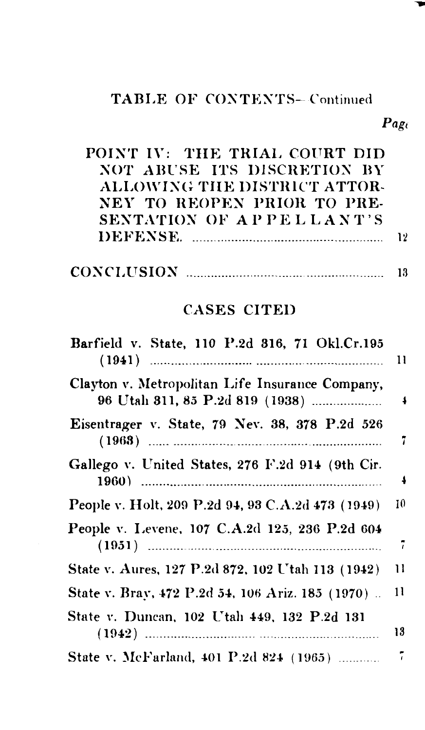## TABLE OF CONTENTS—Continued

| | Page |
|---|---|
| POINT IV: THE TRIAL COURT DID NOT ABUSE ITS DISCRETION BY ALLOWING THE DISTRICT ATTORNEY TO REOPEN PRIOR TO PRESENTATION OF APPELLANT'S DEFENSE. | 12 |
| CONCLUSION | 13 |

## CASES CITED

| | |
|---|---|
| Barfield v. State, 110 P.2d 816, 71 Okl.Cr.195 (1941) | 11 |
| Clayton v. Metropolitan Life Insurance Company, 96 Utah 311, 85 P.2d 819 (1938) | 4 |
| Eisentrager v. State, 79 Nev. 38, 378 P.2d 526 (1963) | 7 |
| Gallego v. United States, 276 F.2d 914 (9th Cir. 1960) | 4 |
| People v. Holt, 209 P.2d 94, 93 C.A.2d 473 (1949) | 10 |
| People v. Levene, 107 C.A.2d 125, 236 P.2d 604 (1951) | 7 |
| State v. Aures, 127 P.2d 872, 102 Utah 113 (1942) | 11 |
| State v. Bray, 472 P.2d 54, 106 Ariz. 185 (1970) | 11 |
| State v. Duncan, 102 Utah 449, 132 P.2d 131 (1942) | 13 |
| State v. McFarland, 401 P.2d 824 (1965) | 7 |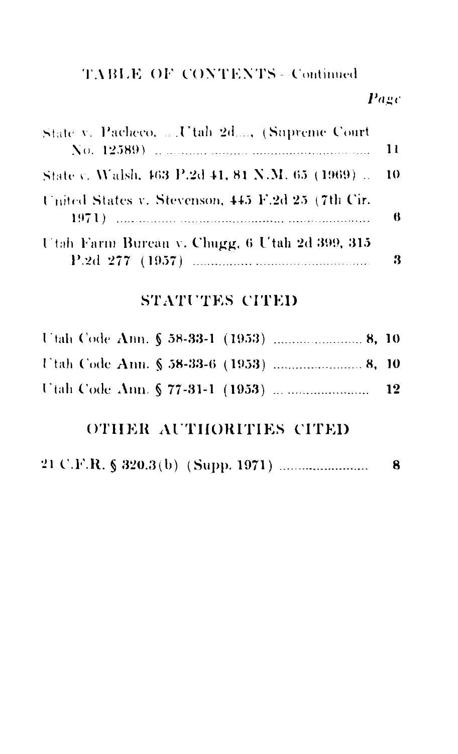TABLE OF CONTENTS—Continued

*Page*

State v. Pacheco, ... Utah 2d..., (Supreme Court No. 12589) .......... 11

State v. Walsh, 463 P.2d 41, 81 N.M. 65 (1969) .. 10

United States v. Stevenson, 445 F.2d 25 (7th Cir. 1971) .......... 6

Utah Farm Bureau v. Chugg, 6 Utah 2d 399, 315 P.2d 277 (1957) .......... 3

## STATUTES CITED

Utah Code Ann. § 58-33-1 (1953) .......... 8, 10

Utah Code Ann. § 58-33-6 (1953) .......... 8, 10

Utah Code Ann. § 77-31-1 (1953) .......... 12

## OTHER AUTHORITIES CITED

21 C.F.R. § 320.3(b) (Supp. 1971) .......... 8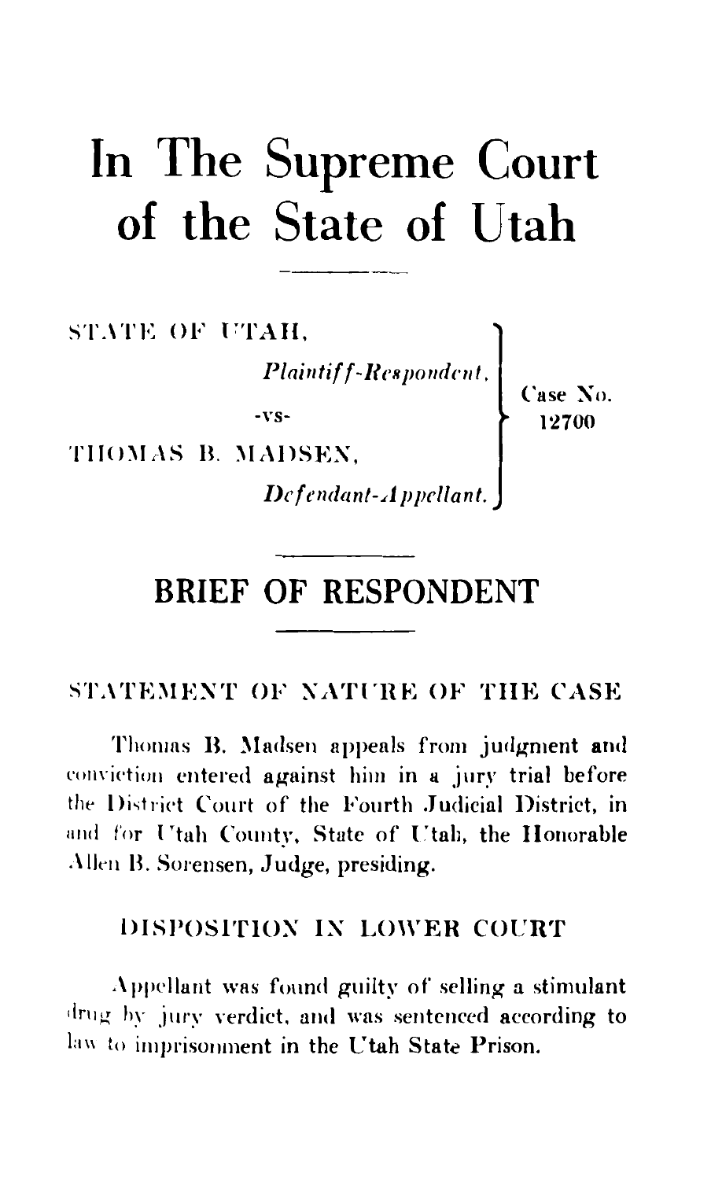# In The Supreme Court of the State of Utah

STATE OF UTAH,
*Plaintiff-Respondent,*

-vs-

THOMAS B. MADSEN,
*Defendant-Appellant.*

Case No. 12700

## BRIEF OF RESPONDENT

### STATEMENT OF NATURE OF THE CASE

Thomas B. Madsen appeals from judgment and conviction entered against him in a jury trial before the District Court of the Fourth Judicial District, in and for Utah County, State of Utah, the Honorable Allen B. Sorensen, Judge, presiding.

### DISPOSITION IN LOWER COURT

Appellant was found guilty of selling a stimulant drug by jury verdict, and was sentenced according to law to imprisonment in the Utah State Prison.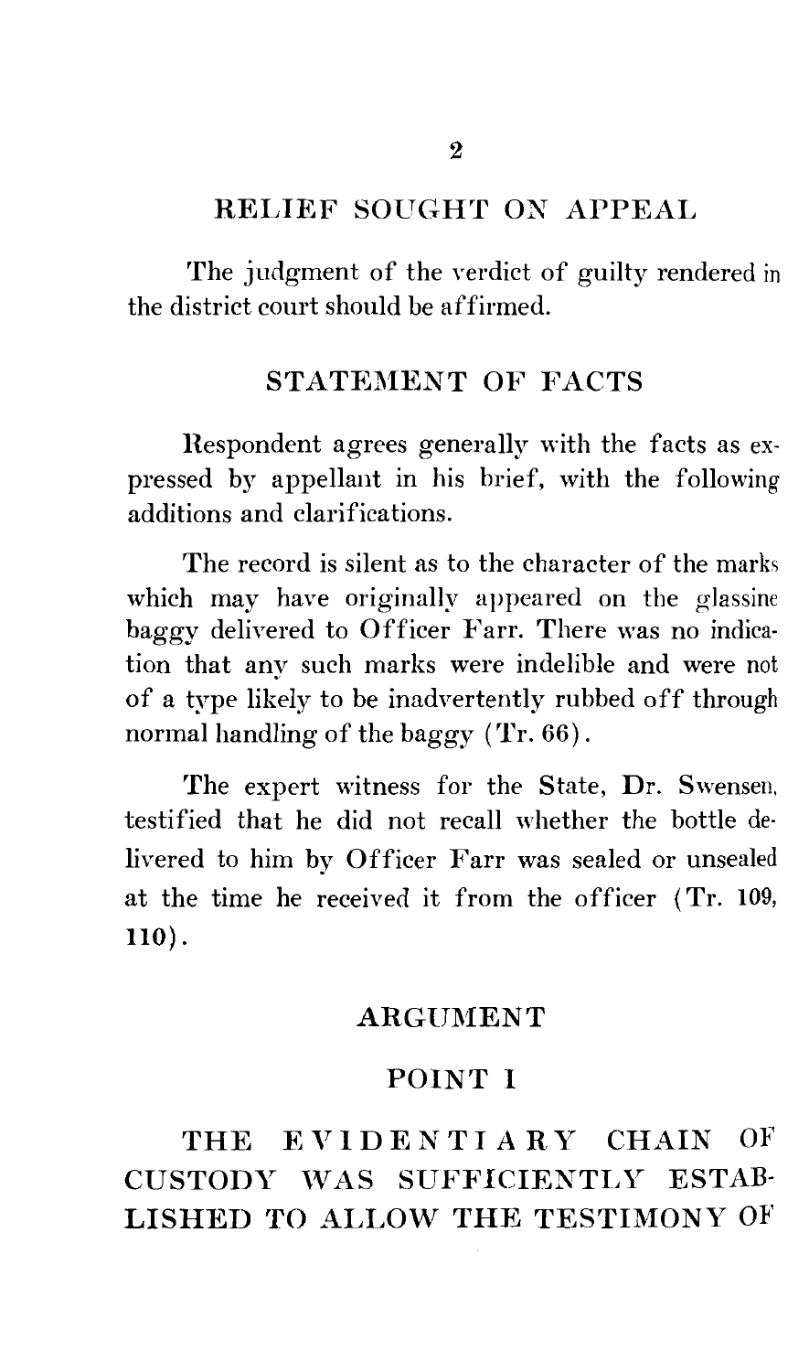## RELIEF SOUGHT ON APPEAL

The judgment of the verdict of guilty rendered in the district court should be affirmed.

## STATEMENT OF FACTS

Respondent agrees generally with the facts as expressed by appellant in his brief, with the following additions and clarifications.

The record is silent as to the character of the marks which may have originally appeared on the glassine baggy delivered to Officer Farr. There was no indication that any such marks were indelible and were not of a type likely to be inadvertently rubbed off through normal handling of the baggy (Tr. 66).

The expert witness for the State, Dr. Swensen, testified that he did not recall whether the bottle delivered to him by Officer Farr was sealed or unsealed at the time he received it from the officer (Tr. 109, 110).

## ARGUMENT

### POINT I

### THE EVIDENTIARY CHAIN OF CUSTODY WAS SUFFICIENTLY ESTABLISHED TO ALLOW THE TESTIMONY OF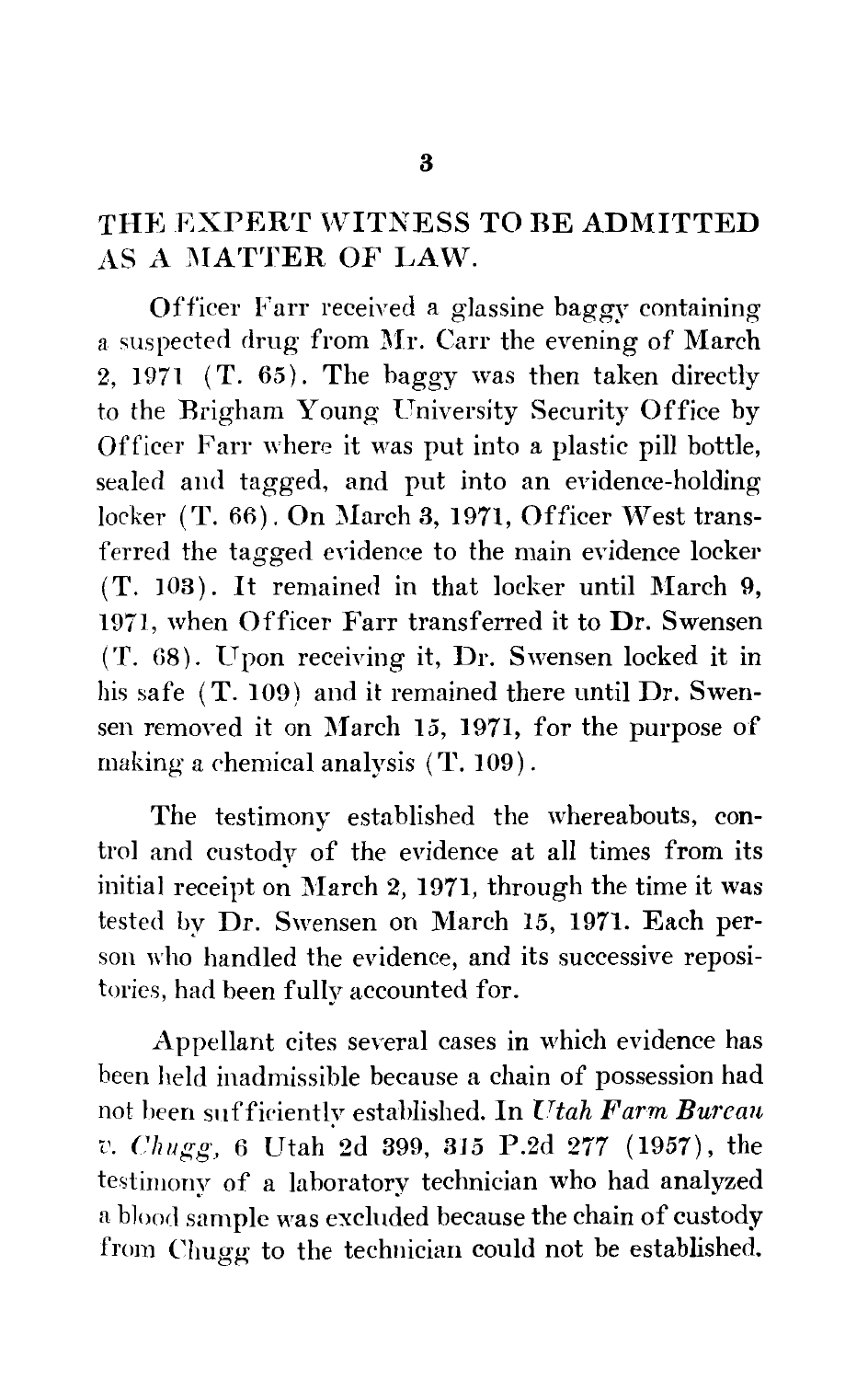## THE EXPERT WITNESS TO BE ADMITTED AS A MATTER OF LAW.

Officer Farr received a glassine baggy containing a suspected drug from Mr. Carr the evening of March 2, 1971 (T. 65). The baggy was then taken directly to the Brigham Young University Security Office by Officer Farr where it was put into a plastic pill bottle, sealed and tagged, and put into an evidence-holding locker (T. 66). On March 3, 1971, Officer West transferred the tagged evidence to the main evidence locker (T. 103). It remained in that locker until March 9, 1971, when Officer Farr transferred it to Dr. Swensen (T. 68). Upon receiving it, Dr. Swensen locked it in his safe (T. 109) and it remained there until Dr. Swensen removed it on March 15, 1971, for the purpose of making a chemical analysis (T. 109).

The testimony established the whereabouts, control and custody of the evidence at all times from its initial receipt on March 2, 1971, through the time it was tested by Dr. Swensen on March 15, 1971. Each person who handled the evidence, and its successive repositories, had been fully accounted for.

Appellant cites several cases in which evidence has been held inadmissible because a chain of possession had not been sufficiently established. In *Utah Farm Bureau v. Chugg*, 6 Utah 2d 399, 315 P.2d 277 (1957), the testimony of a laboratory technician who had analyzed a blood sample was excluded because the chain of custody from Chugg to the technician could not be established.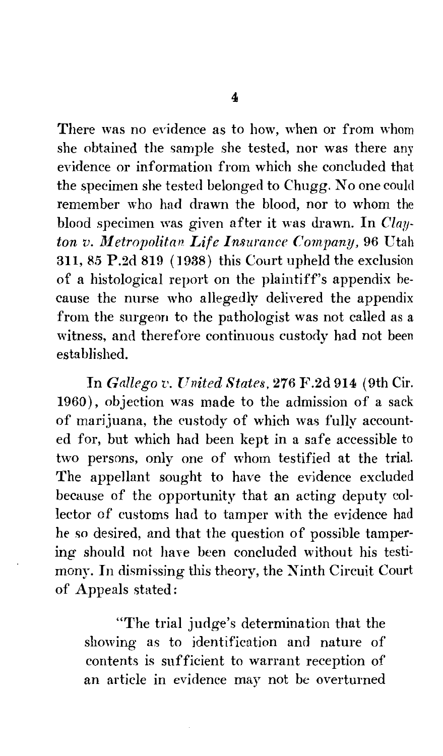There was no evidence as to how, when or from whom she obtained the sample she tested, nor was there any evidence or information from which she concluded that the specimen she tested belonged to Chugg. No one could remember who had drawn the blood, nor to whom the blood specimen was given after it was drawn. In *Clayton v. Metropolitan Life Insurance Company*, 96 Utah 311, 85 P.2d 819 (1938) this Court upheld the exclusion of a histological report on the plaintiff's appendix because the nurse who allegedly delivered the appendix from the surgeon to the pathologist was not called as a witness, and therefore continuous custody had not been established.

In *Gallego v. United States*, 276 F.2d 914 (9th Cir. 1960), objection was made to the admission of a sack of marijuana, the custody of which was fully accounted for, but which had been kept in a safe accessible to two persons, only one of whom testified at the trial. The appellant sought to have the evidence excluded because of the opportunity that an acting deputy collector of customs had to tamper with the evidence had he so desired, and that the question of possible tampering should not have been concluded without his testimony. In dismissing this theory, the Ninth Circuit Court of Appeals stated:

> "The trial judge's determination that the showing as to identification and nature of contents is sufficient to warrant reception of an article in evidence may not be overturned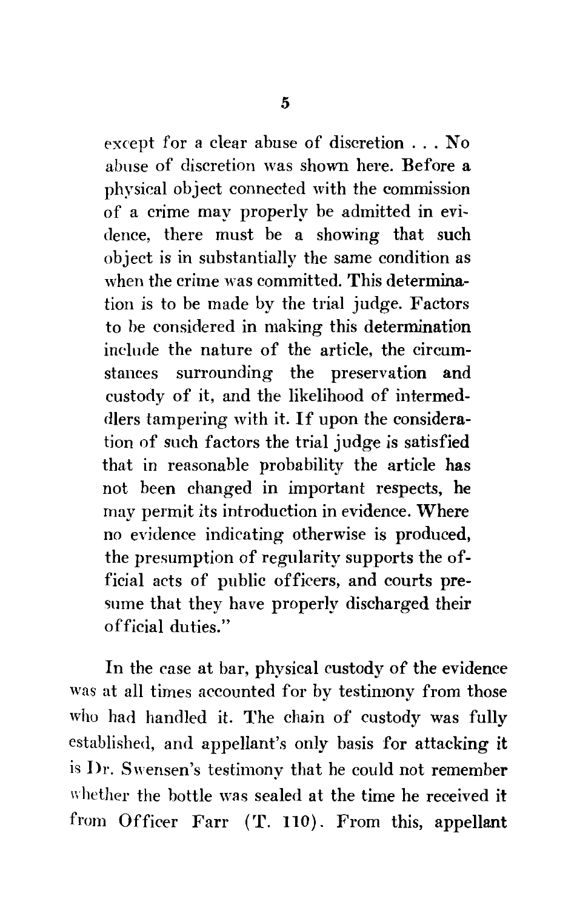except for a clear abuse of discretion . . . No abuse of discretion was shown here. Before a physical object connected with the commission of a crime may properly be admitted in evidence, there must be a showing that such object is in substantially the same condition as when the crime was committed. This determination is to be made by the trial judge. Factors to be considered in making this determination include the nature of the article, the circumstances surrounding the preservation and custody of it, and the likelihood of intermeddlers tampering with it. If upon the consideration of such factors the trial judge is satisfied that in reasonable probability the article has not been changed in important respects, he may permit its introduction in evidence. Where no evidence indicating otherwise is produced, the presumption of regularity supports the official acts of public officers, and courts presume that they have properly discharged their official duties."

In the case at bar, physical custody of the evidence was at all times accounted for by testimony from those who had handled it. The chain of custody was fully established, and appellant's only basis for attacking it is Dr. Swensen's testimony that he could not remember whether the bottle was sealed at the time he received it from Officer Farr (T. 110). From this, appellant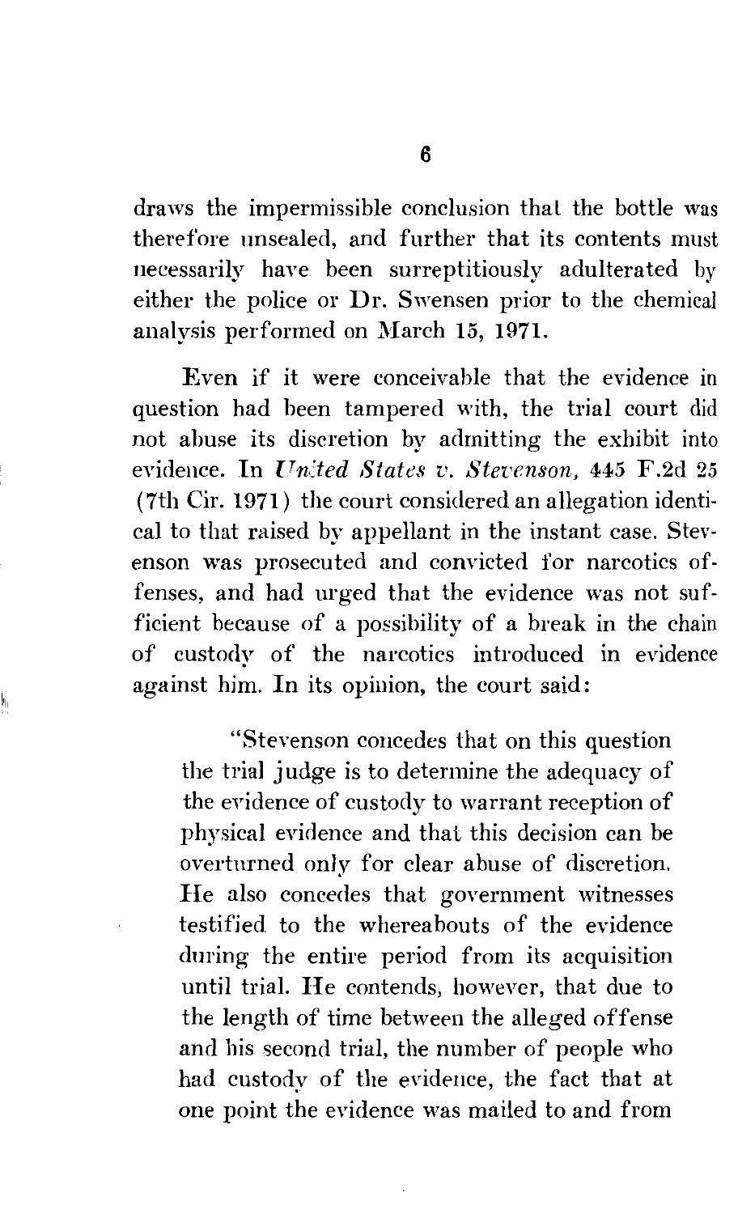draws the impermissible conclusion that the bottle was therefore unsealed, and further that its contents must necessarily have been surreptitiously adulterated by either the police or Dr. Swensen prior to the chemical analysis performed on March 15, 1971.

Even if it were conceivable that the evidence in question had been tampered with, the trial court did not abuse its discretion by admitting the exhibit into evidence. In *United States v. Stevenson*, 445 F.2d 25 (7th Cir. 1971) the court considered an allegation identical to that raised by appellant in the instant case. Stevenson was prosecuted and convicted for narcotics offenses, and had urged that the evidence was not sufficient because of a possibility of a break in the chain of custody of the narcotics introduced in evidence against him. In its opinion, the court said:

> "Stevenson concedes that on this question the trial judge is to determine the adequacy of the evidence of custody to warrant reception of physical evidence and that this decision can be overturned only for clear abuse of discretion. He also concedes that government witnesses testified to the whereabouts of the evidence during the entire period from its acquisition until trial. He contends, however, that due to the length of time between the alleged offense and his second trial, the number of people who had custody of the evidence, the fact that at one point the evidence was mailed to and from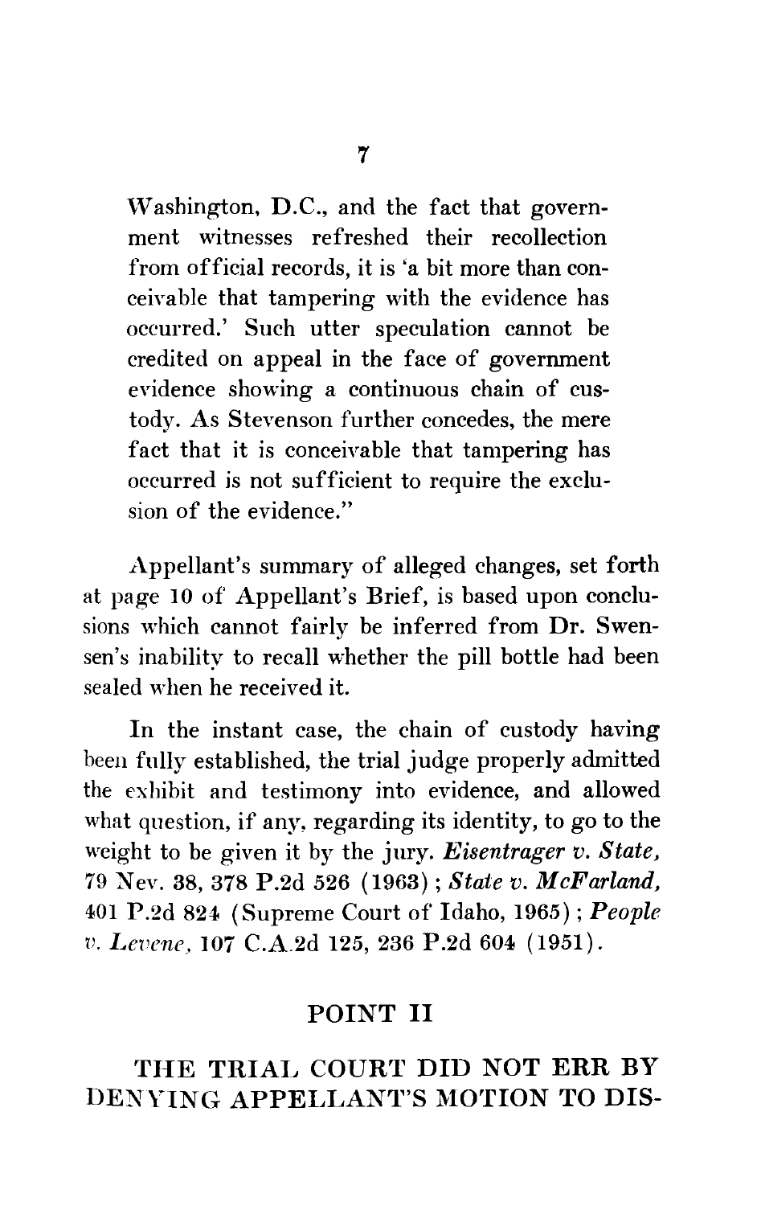Washington, D.C., and the fact that government witnesses refreshed their recollection from official records, it is 'a bit more than conceivable that tampering with the evidence has occurred.' Such utter speculation cannot be credited on appeal in the face of government evidence showing a continuous chain of custody. As Stevenson further concedes, the mere fact that it is conceivable that tampering has occurred is not sufficient to require the exclusion of the evidence."

Appellant's summary of alleged changes, set forth at page 10 of Appellant's Brief, is based upon conclusions which cannot fairly be inferred from Dr. Swensen's inability to recall whether the pill bottle had been sealed when he received it.

In the instant case, the chain of custody having been fully established, the trial judge properly admitted the exhibit and testimony into evidence, and allowed what question, if any, regarding its identity, to go to the weight to be given it by the jury. ***Eisentrager v. State***, 79 Nev. 38, 378 P.2d 526 (1963); ***State v. McFarland***, 401 P.2d 824 (Supreme Court of Idaho, 1965); ***People v. Levene***, 107 C.A.2d 125, 236 P.2d 604 (1951).

## POINT II

## THE TRIAL COURT DID NOT ERR BY DENYING APPELLANT'S MOTION TO DIS-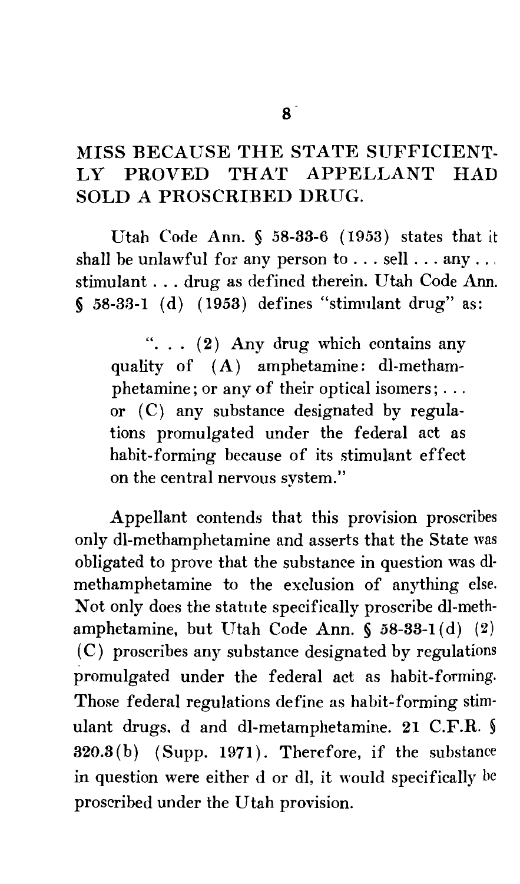MISS BECAUSE THE STATE SUFFICIENTLY PROVED THAT APPELLANT HAD SOLD A PROSCRIBED DRUG.

Utah Code Ann. § 58-33-6 (1953) states that it shall be unlawful for any person to . . . sell . . . any . . . stimulant . . . drug as defined therein. Utah Code Ann. § 58-33-1 (d) (1953) defines "stimulant drug" as:

> ". . . (2) Any drug which contains any quality of (A) amphetamine: dl-methamphetamine; or any of their optical isomers; . . . or (C) any substance designated by regulations promulgated under the federal act as habit-forming because of its stimulant effect on the central nervous system."

Appellant contends that this provision proscribes only dl-methamphetamine and asserts that the State was obligated to prove that the substance in question was dl-methamphetamine to the exclusion of anything else. Not only does the statute specifically proscribe dl-methamphetamine, but Utah Code Ann. § 58-33-1(d) (2) (C) proscribes any substance designated by regulations promulgated under the federal act as habit-forming. Those federal regulations define as habit-forming stimulant drugs, d and dl-metamphetamine. 21 C.F.R. § 320.3(b) (Supp. 1971). Therefore, if the substance in question were either d or dl, it would specifically be proscribed under the Utah provision.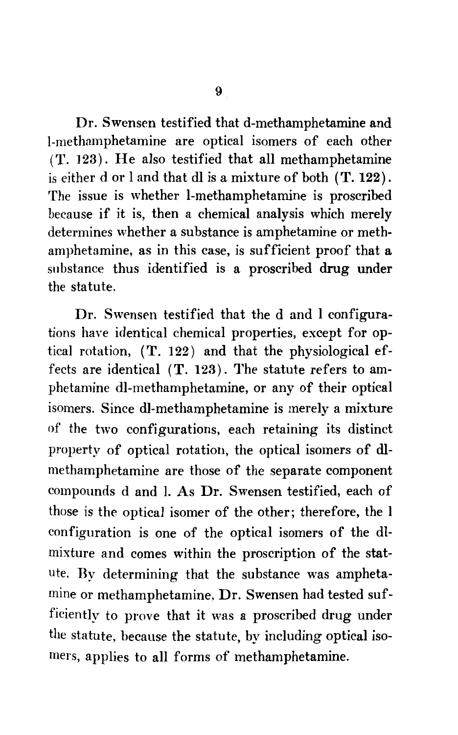Dr. Swensen testified that d-methamphetamine and l-methamphetamine are optical isomers of each other (**T.** 123). He also testified that all methamphetamine is either d or l and that dl is a mixture of both (**T. 122**). The issue is whether l-methamphetamine is proscribed because if it is, then a chemical analysis which merely determines whether a substance is amphetamine or methamphetamine, as in this case, is sufficient proof that a substance thus identified is a proscribed drug under the statute.

Dr. Swensen testified that the d and l configurations have identical chemical properties, except for optical rotation, (**T.** 122) and that the physiological effects are identical (**T. 123**). The statute refers to amphetamine dl-methamphetamine, or any of their optical isomers. Since dl-methamphetamine is merely a mixture of the two configurations, each retaining its distinct property of optical rotation, the optical isomers of dl-methamphetamine are those of the separate component compounds d and l. As Dr. Swensen testified, each of those is the optical isomer of the other; therefore, the l configuration is one of the optical isomers of the dl-mixture and comes within the proscription of the statute. By determining that the substance was amphetamine or methamphetamine, Dr. Swensen had tested sufficiently to prove that it was a proscribed drug under the statute, because the statute, by including optical isomers, applies to all forms of methamphetamine.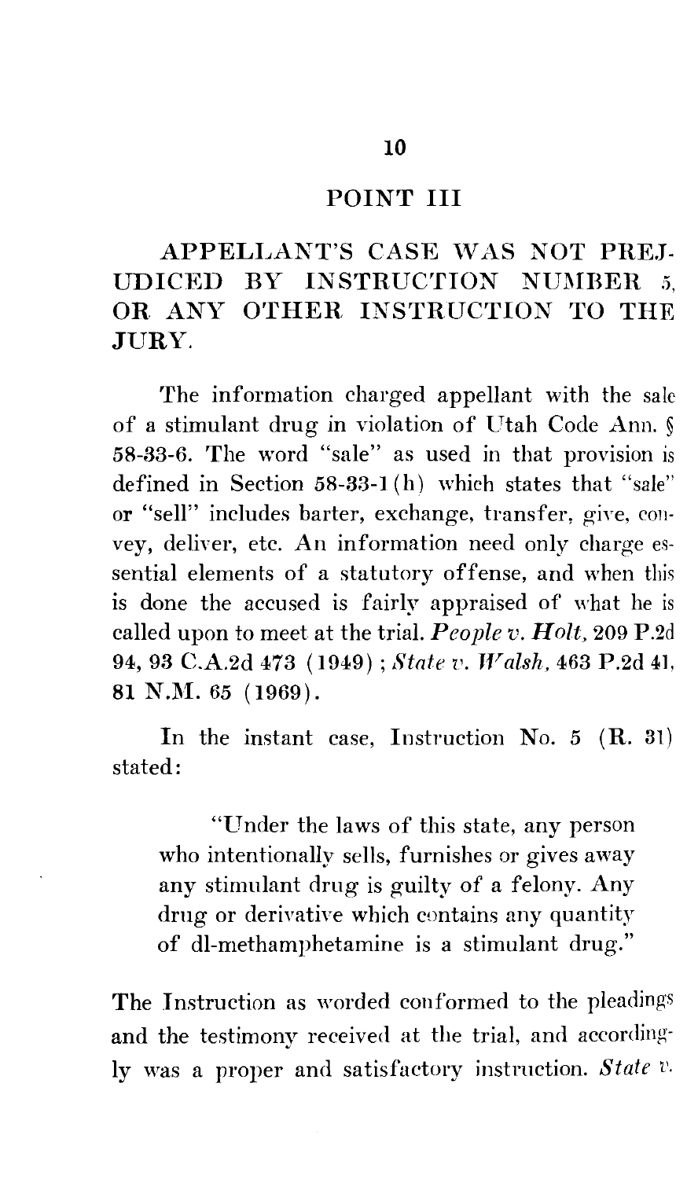## POINT III

## APPELLANT'S CASE WAS NOT PREJUDICED BY INSTRUCTION NUMBER 5, OR ANY OTHER INSTRUCTION TO THE JURY.

The information charged appellant with the sale of a stimulant drug in violation of Utah Code Ann. § 58-33-6. The word "sale" as used in that provision is defined in Section 58-33-1(h) which states that "sale" or "sell" includes barter, exchange, transfer, give, convey, deliver, etc. An information need only charge essential elements of a statutory offense, and when this is done the accused is fairly appraised of what he is called upon to meet at the trial. ***People v. Holt*, 209 P.2d 94, 93 C.A.2d 473 (1949)**; ***State v. Walsh*, 463 P.2d 41, 81 N.M. 65 (1969)**.

In the instant case, Instruction No. 5 (R. 31) stated:

> "Under the laws of this state, any person who intentionally sells, furnishes or gives away any stimulant drug is guilty of a felony. Any drug or derivative which contains any quantity of dl-methamphetamine is a stimulant drug."

The Instruction as worded conformed to the pleadings and the testimony received at the trial, and accordingly was a proper and satisfactory instruction. *State v.*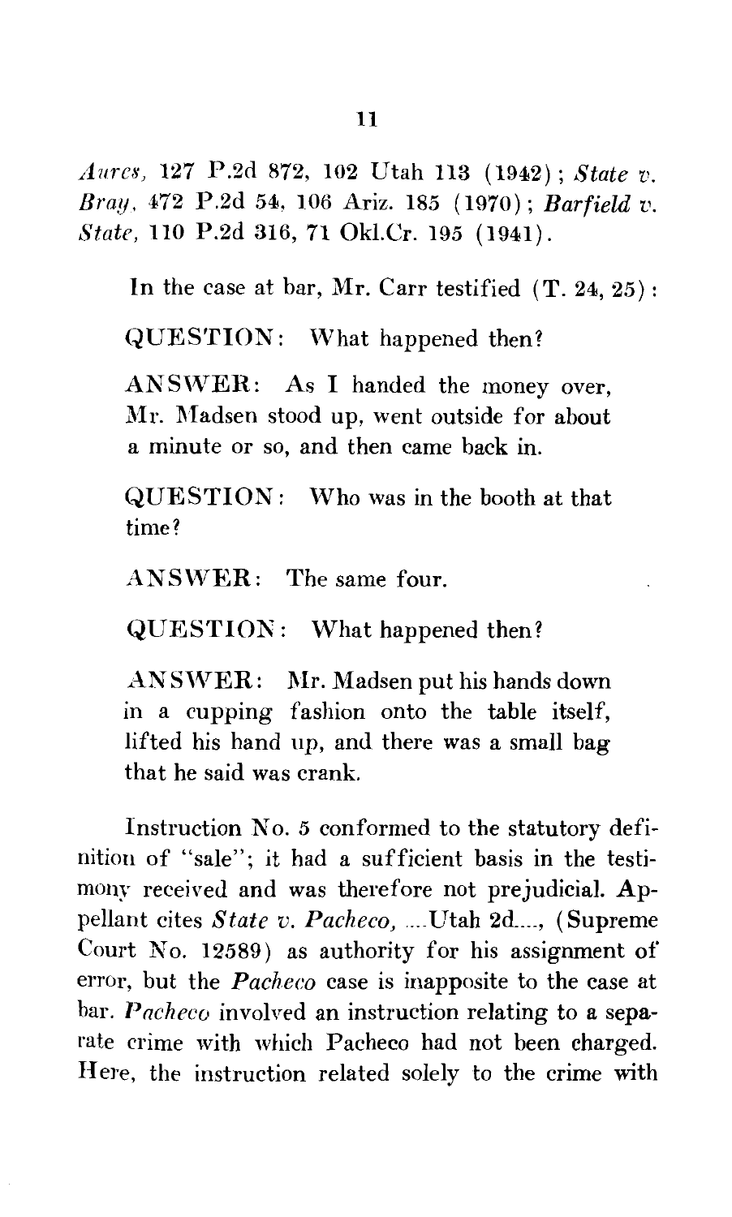*Aures*, 127 P.2d 872, 102 Utah 113 (1942); *State v. Bray*, 472 P.2d 54, 106 Ariz. 185 (1970); *Barfield v. State*, 110 P.2d 316, 71 Okl.Cr. 195 (1941).

In the case at bar, Mr. Carr testified (T. 24, 25):

> QUESTION: What happened then?
>
> ANSWER: As I handed the money over, Mr. Madsen stood up, went outside for about a minute or so, and then came back in.
>
> QUESTION: Who was in the booth at that time?
>
> ANSWER: The same four.
>
> QUESTION: What happened then?
>
> ANSWER: Mr. Madsen put his hands down in a cupping fashion onto the table itself, lifted his hand up, and there was a small bag that he said was crank.

Instruction No. 5 conformed to the statutory definition of "sale"; it had a sufficient basis in the testimony received and was therefore not prejudicial. Appellant cites *State v. Pacheco*, ....Utah 2d...., (Supreme Court No. 12589) as authority for his assignment of error, but the *Pacheco* case is inapposite to the case at bar. *Pacheco* involved an instruction relating to a separate crime with which Pacheco had not been charged. Here, the instruction related solely to the crime with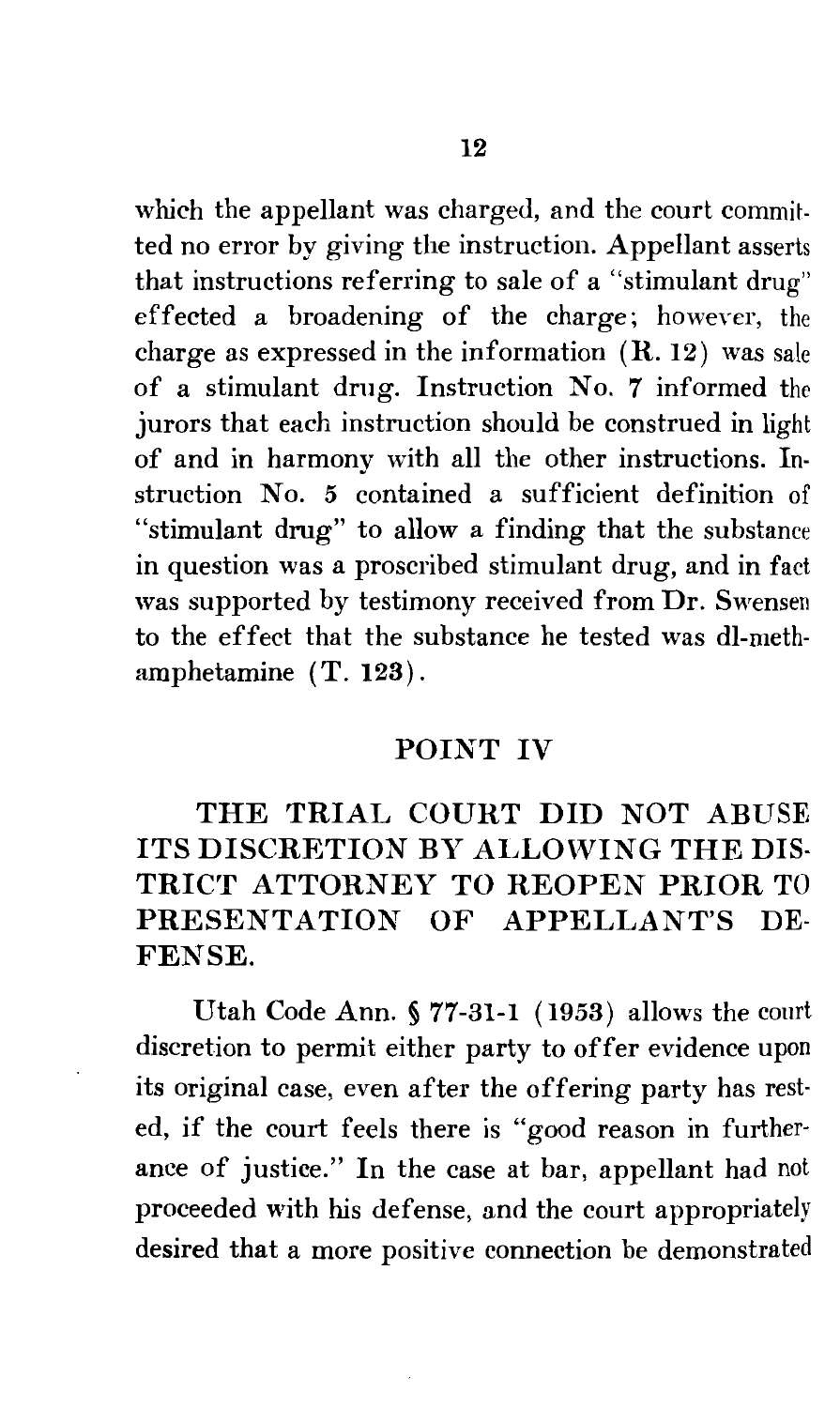which the appellant was charged, and the court committed no error by giving the instruction. Appellant asserts that instructions referring to sale of a "stimulant drug" effected a broadening of the charge; however, the charge as expressed in the information (R. 12) was sale of a stimulant drug. Instruction No. 7 informed the jurors that each instruction should be construed in light of and in harmony with all the other instructions. Instruction No. 5 contained a sufficient definition of "stimulant drug" to allow a finding that the substance in question was a proscribed stimulant drug, and in fact was supported by testimony received from Dr. Swensen to the effect that the substance he tested was dl-methamphetamine (T. 123).

## POINT IV

## THE TRIAL COURT DID NOT ABUSE ITS DISCRETION BY ALLOWING THE DISTRICT ATTORNEY TO REOPEN PRIOR TO PRESENTATION OF APPELLANT'S DEFENSE.

Utah Code Ann. § 77-31-1 (1953) allows the court discretion to permit either party to offer evidence upon its original case, even after the offering party has rested, if the court feels there is "good reason in furtherance of justice." In the case at bar, appellant had not proceeded with his defense, and the court appropriately desired that a more positive connection be demonstrated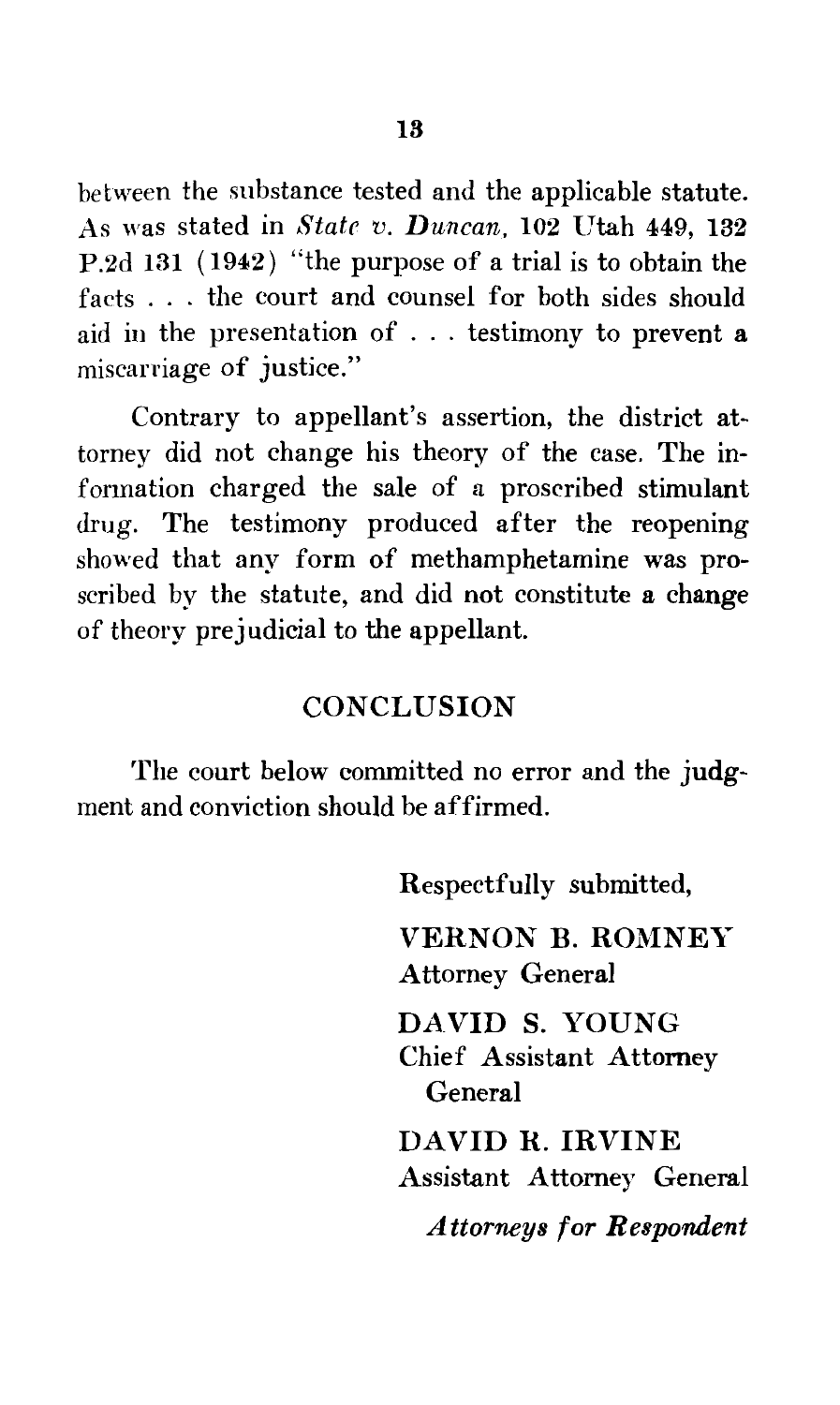between the substance tested and the applicable statute. As was stated in *State v. Duncan*, 102 Utah 449, 132 P.2d 131 (1942) "the purpose of a trial is to obtain the facts . . . the court and counsel for both sides should aid in the presentation of . . . testimony to prevent a miscarriage of justice."

Contrary to appellant's assertion, the district attorney did not change his theory of the case. The information charged the sale of a proscribed stimulant drug. The testimony produced after the reopening showed that any form of methamphetamine was proscribed by the statute, and did not constitute a change of theory prejudicial to the appellant.

## CONCLUSION

The court below committed no error and the judgment and conviction should be affirmed.

Respectfully submitted,

VERNON B. ROMNEY
Attorney General

DAVID S. YOUNG
Chief Assistant Attorney General

DAVID R. IRVINE
Assistant Attorney General

*Attorneys for Respondent*